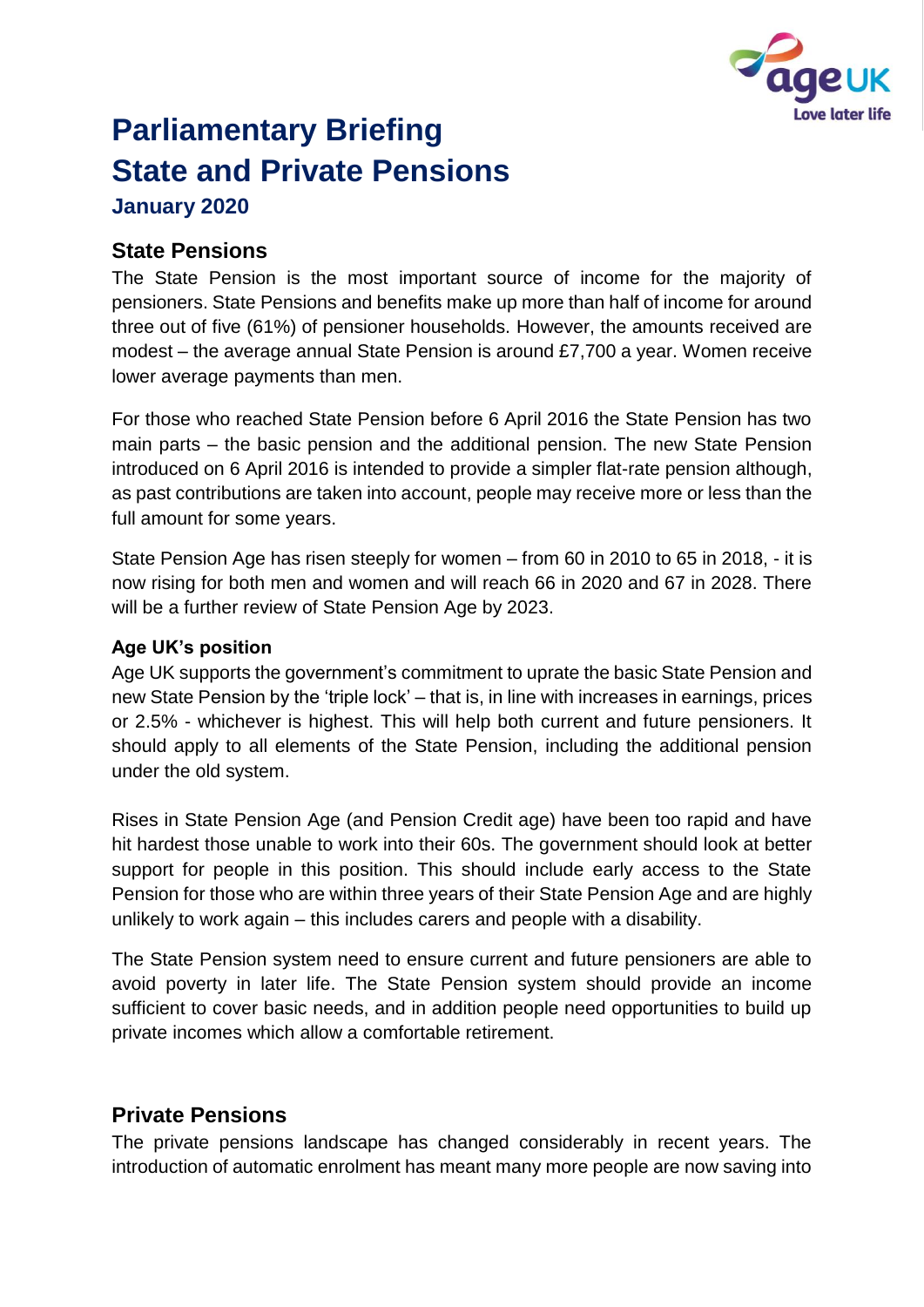# Parliamentary Briefing
# State and Private Pensions

### January 2020

## State Pensions

The State Pension is the most important source of income for the majority of pensioners. State Pensions and benefits make up more than half of income for around three out of five (61%) of pensioner households. However, the amounts received are modest – the average annual State Pension is around £7,700 a year. Women receive lower average payments than men.

For those who reached State Pension before 6 April 2016 the State Pension has two main parts – the basic pension and the additional pension. The new State Pension introduced on 6 April 2016 is intended to provide a simpler flat-rate pension although, as past contributions are taken into account, people may receive more or less than the full amount for some years.

State Pension Age has risen steeply for women – from 60 in 2010 to 65 in 2018, - it is now rising for both men and women and will reach 66 in 2020 and 67 in 2028. There will be a further review of State Pension Age by 2023.

### Age UK's position

Age UK supports the government's commitment to uprate the basic State Pension and new State Pension by the 'triple lock' – that is, in line with increases in earnings, prices or 2.5% - whichever is highest. This will help both current and future pensioners. It should apply to all elements of the State Pension, including the additional pension under the old system.

Rises in State Pension Age (and Pension Credit age) have been too rapid and have hit hardest those unable to work into their 60s. The government should look at better support for people in this position. This should include early access to the State Pension for those who are within three years of their State Pension Age and are highly unlikely to work again – this includes carers and people with a disability.

The State Pension system need to ensure current and future pensioners are able to avoid poverty in later life. The State Pension system should provide an income sufficient to cover basic needs, and in addition people need opportunities to build up private incomes which allow a comfortable retirement.

## Private Pensions

The private pensions landscape has changed considerably in recent years. The introduction of automatic enrolment has meant many more people are now saving into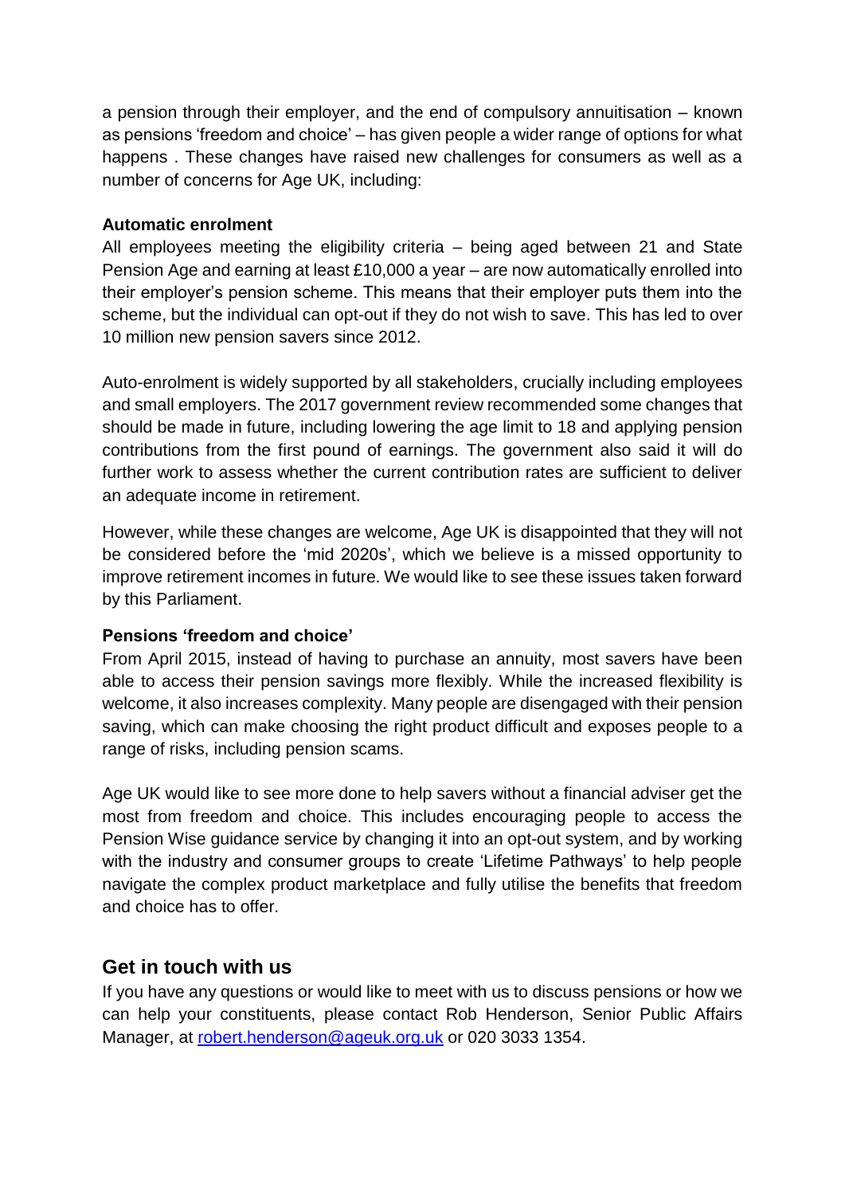a pension through their employer, and the end of compulsory annuitisation – known as pensions 'freedom and choice' – has given people a wider range of options for what happens . These changes have raised new challenges for consumers as well as a number of concerns for Age UK, including:

**Automatic enrolment**

All employees meeting the eligibility criteria – being aged between 21 and State Pension Age and earning at least £10,000 a year – are now automatically enrolled into their employer's pension scheme. This means that their employer puts them into the scheme, but the individual can opt-out if they do not wish to save. This has led to over 10 million new pension savers since 2012.

Auto-enrolment is widely supported by all stakeholders, crucially including employees and small employers. The 2017 government review recommended some changes that should be made in future, including lowering the age limit to 18 and applying pension contributions from the first pound of earnings. The government also said it will do further work to assess whether the current contribution rates are sufficient to deliver an adequate income in retirement.

However, while these changes are welcome, Age UK is disappointed that they will not be considered before the 'mid 2020s', which we believe is a missed opportunity to improve retirement incomes in future. We would like to see these issues taken forward by this Parliament.

**Pensions 'freedom and choice'**

From April 2015, instead of having to purchase an annuity, most savers have been able to access their pension savings more flexibly. While the increased flexibility is welcome, it also increases complexity. Many people are disengaged with their pension saving, which can make choosing the right product difficult and exposes people to a range of risks, including pension scams.

Age UK would like to see more done to help savers without a financial adviser get the most from freedom and choice. This includes encouraging people to access the Pension Wise guidance service by changing it into an opt-out system, and by working with the industry and consumer groups to create 'Lifetime Pathways' to help people navigate the complex product marketplace and fully utilise the benefits that freedom and choice has to offer.

## Get in touch with us

If you have any questions or would like to meet with us to discuss pensions or how we can help your constituents, please contact Rob Henderson, Senior Public Affairs Manager, at robert.henderson@ageuk.org.uk or 020 3033 1354.